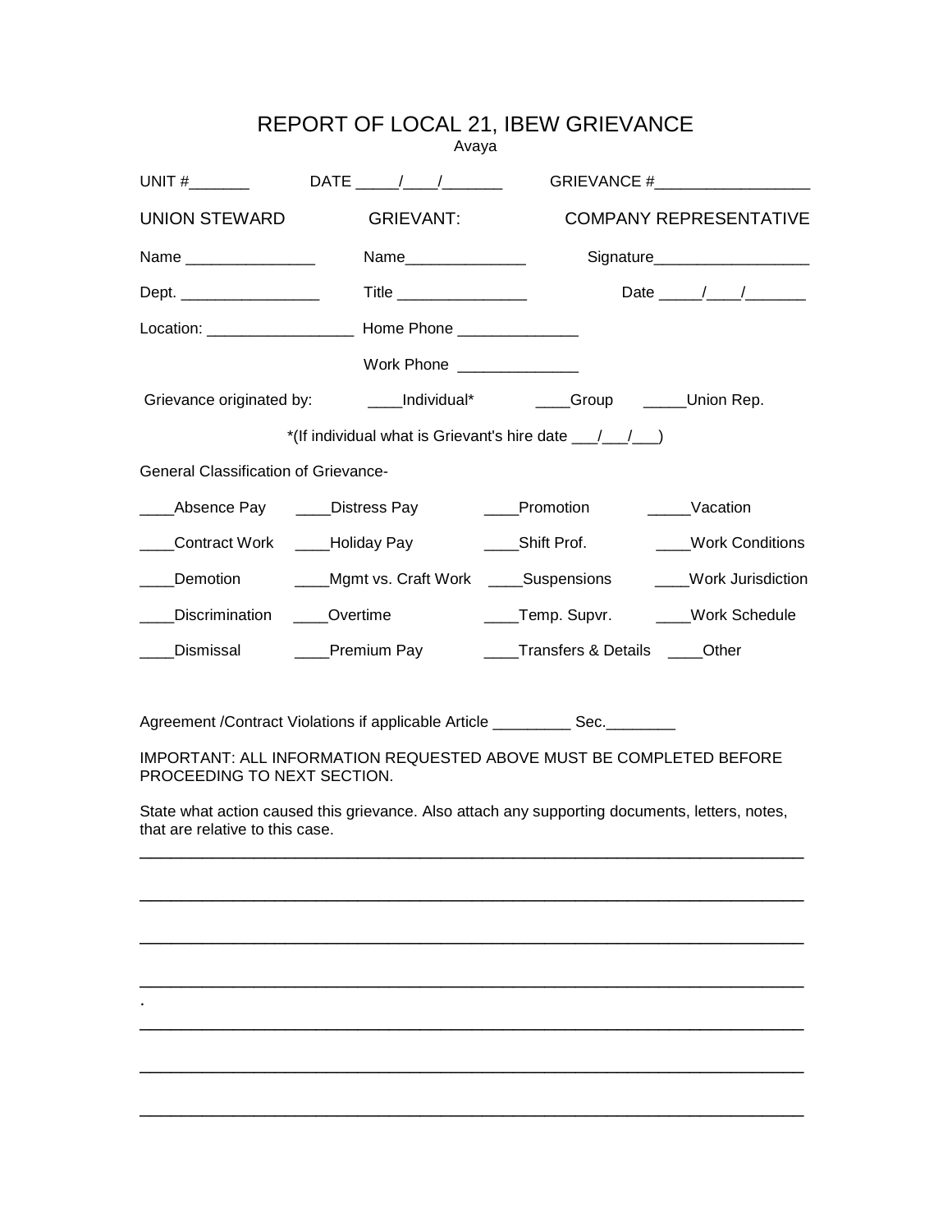# REPORT OF LOCAL 21, IBEW GRIEVANCE

Avaya

UNIT #_______ DATE _____/____/_______ GRIEVANCE #__________________

| UNION STEWARD | GRIEVANT: | COMPANY REPRESENTATIVE |
|---|---|---|
| Name _______________ | Name______________ | Signature__________________ |
| Dept. ________________ | Title _______________ | Date _____/____/_______ |
| Location: _________________ | Home Phone ______________ | |
| | Work Phone ______________ | |

Grievance originated by: ____Individual* ____Group _____Union Rep.

*(If individual what is Grievant's hire date ___/___/___)

General Classification of Grievance-

| | | | |
|---|---|---|---|
| ____Absence Pay | ____Distress Pay | ____Promotion | _____Vacation |
| ____Contract Work | ____Holiday Pay | ____Shift Prof. | ____Work Conditions |
| ____Demotion | ____Mgmt vs. Craft Work | ____Suspensions | ____Work Jurisdiction |
| ____Discrimination | ____Overtime | ____Temp. Supvr. | ____Work Schedule |
| ____Dismissal | ____Premium Pay | ____Transfers & Details | ____Other |

Agreement /Contract Violations if applicable Article _________ Sec.________

IMPORTANT: ALL INFORMATION REQUESTED ABOVE MUST BE COMPLETED BEFORE PROCEEDING TO NEXT SECTION.

State what action caused this grievance. Also attach any supporting documents, letters, notes, that are relative to this case.

___________________________________________________________________________

___________________________________________________________________________

___________________________________________________________________________

___________________________________________________________________________

.

___________________________________________________________________________

___________________________________________________________________________

___________________________________________________________________________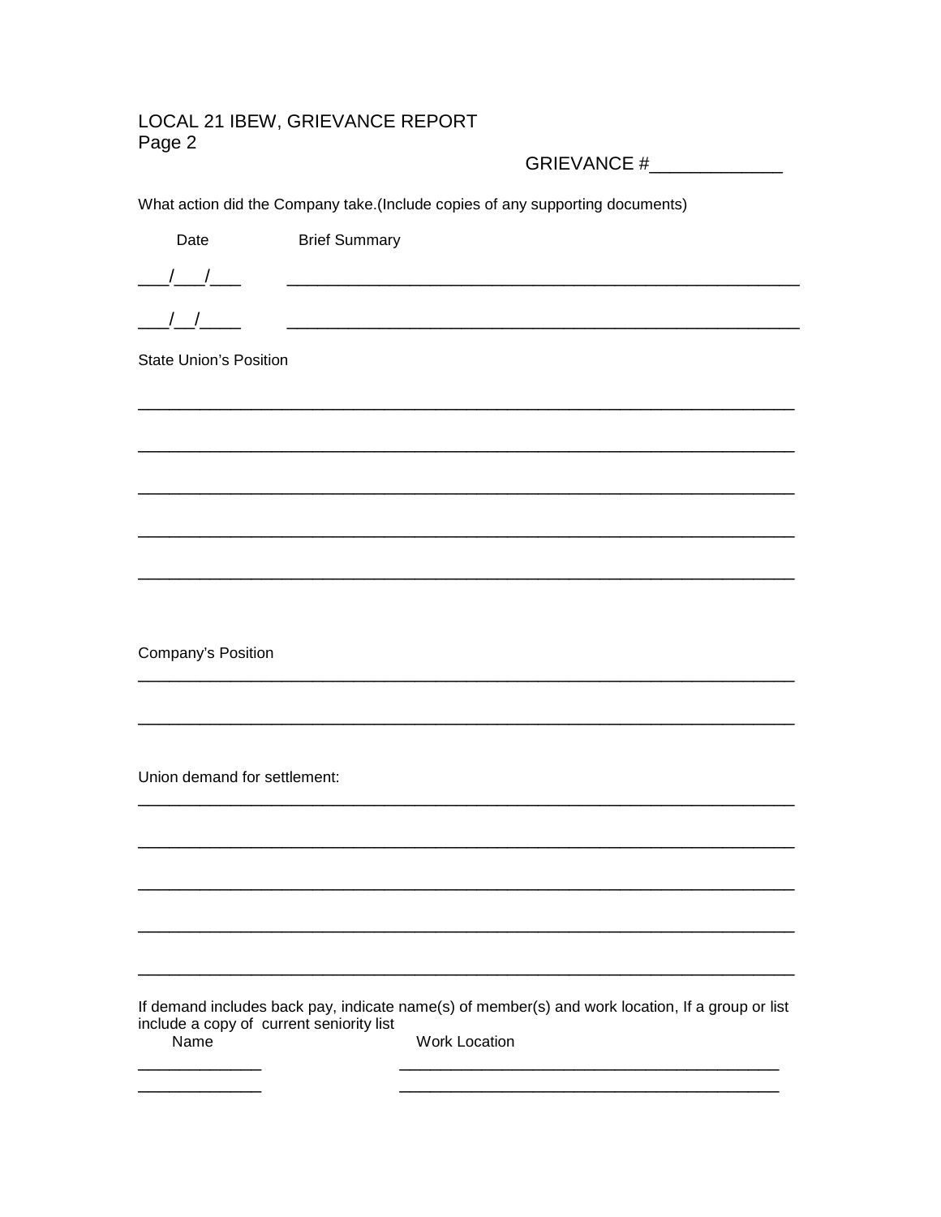LOCAL 21 IBEW, GRIEVANCE REPORT
Page 2

GRIEVANCE #_____________

What action did the Company take.(Include copies of any supporting documents)

| Date | Brief Summary |
| --- | --- |
| ___/___/___ | ___________________________________________________________ |
| ___/__/____ | ___________________________________________________________ |

State Union's Position

___________________________________________________________________________

___________________________________________________________________________

___________________________________________________________________________

___________________________________________________________________________

___________________________________________________________________________

Company's Position

___________________________________________________________________________

___________________________________________________________________________

Union demand for settlement:

___________________________________________________________________________

___________________________________________________________________________

___________________________________________________________________________

___________________________________________________________________________

___________________________________________________________________________

If demand includes back pay, indicate name(s) of member(s) and work location, If a group or list include a copy of current seniority list

| Name | Work Location |
| --- | --- |
| ______________ | __________________________________________ |
| ______________ | __________________________________________ |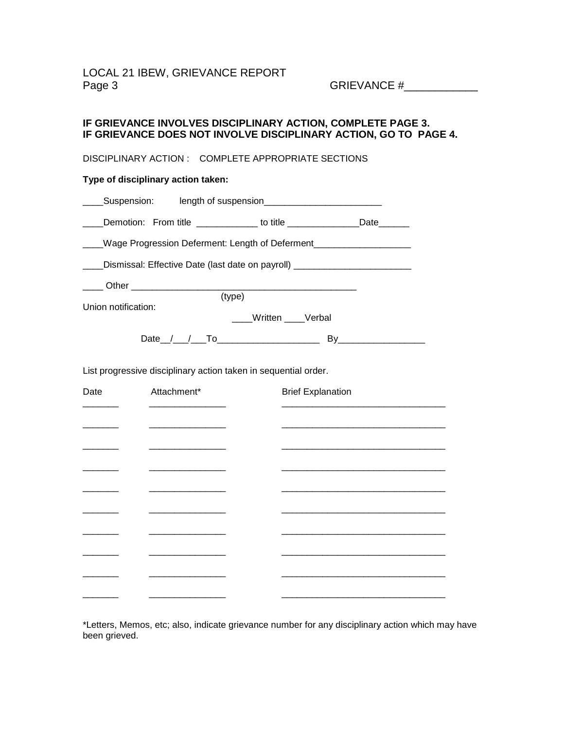LOCAL 21 IBEW, GRIEVANCE REPORT
Page 3 GRIEVANCE #____________

**IF GRIEVANCE INVOLVES DISCIPLINARY ACTION, COMPLETE PAGE 3.**
**IF GRIEVANCE DOES NOT INVOLVE DISCIPLINARY ACTION, GO TO PAGE 4.**

DISCIPLINARY ACTION : COMPLETE APPROPRIATE SECTIONS

**Type of disciplinary action taken:**

____Suspension: length of suspension_______________________

____Demotion: From title ____________ to title ______________Date______

____Wage Progression Deferment: Length of Deferment___________________

____Dismissal: Effective Date (last date on payroll) _______________________

____ Other _____________________________________________
(type)

Union notification:
____Written ____Verbal

Date__/___/___To____________________ By_________________

List progressive disciplinary action taken in sequential order.

| Date | Attachment* | Brief Explanation |
|---|---|---|
| _______ | _______________ | ________________________________ |
| _______ | _______________ | ________________________________ |
| _______ | _______________ | ________________________________ |
| _______ | _______________ | ________________________________ |
| _______ | _______________ | ________________________________ |
| _______ | _______________ | ________________________________ |
| _______ | _______________ | ________________________________ |
| _______ | _______________ | ________________________________ |
| _______ | _______________ | ________________________________ |
| _______ | _______________ | ________________________________ |

*Letters, Memos, etc; also, indicate grievance number for any disciplinary action which may have been grieved.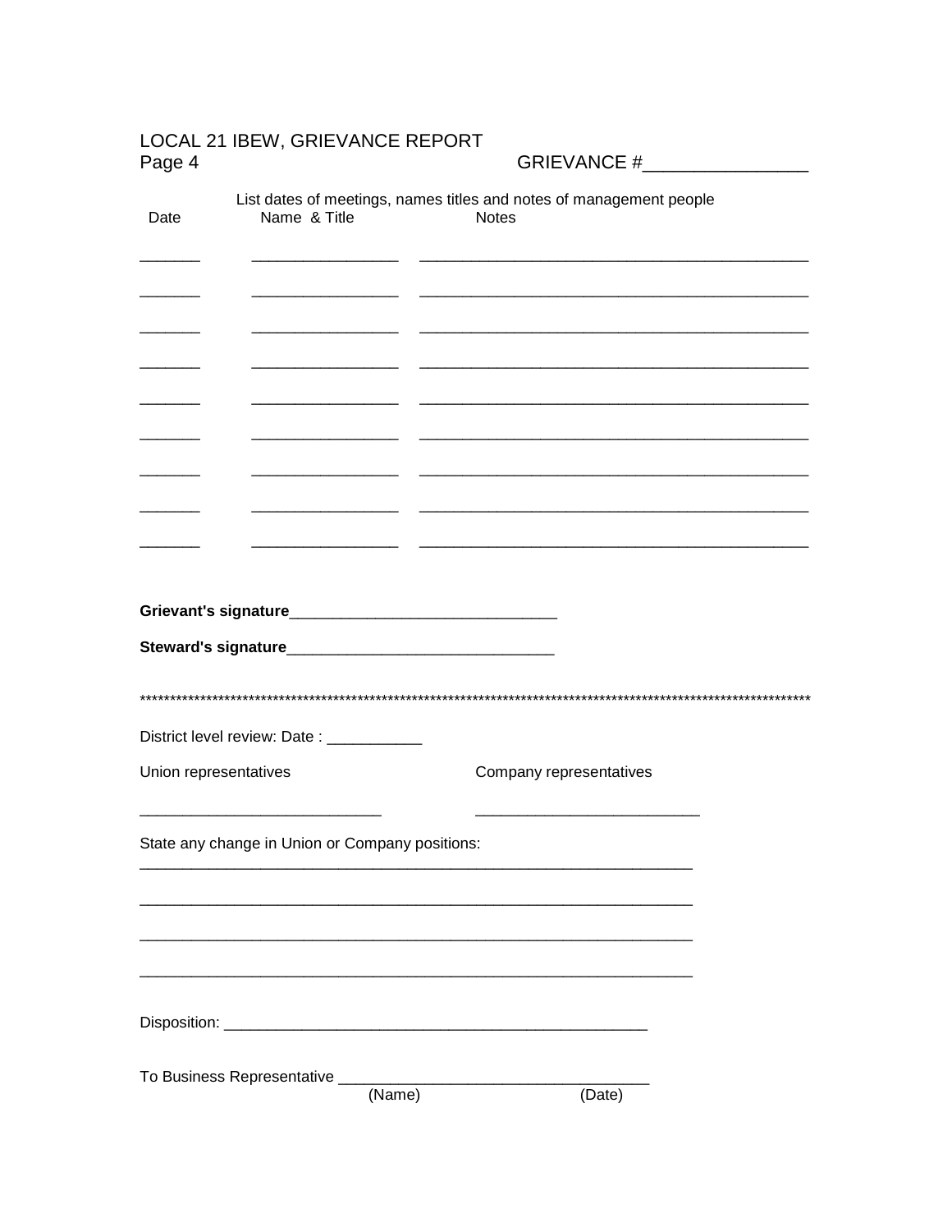LOCAL 21 IBEW, GRIEVANCE REPORT
Page 4

GRIEVANCE #________________

List dates of meetings, names titles and notes of management people

| Date | Name & Title | Notes |
| --- | --- | --- |
| _______ | _________________ | _____________________________________________ |
| _______ | _________________ | _____________________________________________ |
| _______ | _________________ | _____________________________________________ |
| _______ | _________________ | _____________________________________________ |
| _______ | _________________ | _____________________________________________ |
| _______ | _________________ | _____________________________________________ |
| _______ | _________________ | _____________________________________________ |
| _______ | _________________ | _____________________________________________ |
| _______ | _________________ | _____________________________________________ |

**Grievant's signature**______________________________

**Steward's signature**______________________________

**************************************************************************************************************

District level review: Date : ___________

| Union representatives | Company representatives |
| --- | --- |
| ___________________________ | _________________________ |

State any change in Union or Company positions:

______________________________________________________________

______________________________________________________________

______________________________________________________________

______________________________________________________________

Disposition: _______________________________________________

To Business Representative ___________________________________
(Name) (Date)